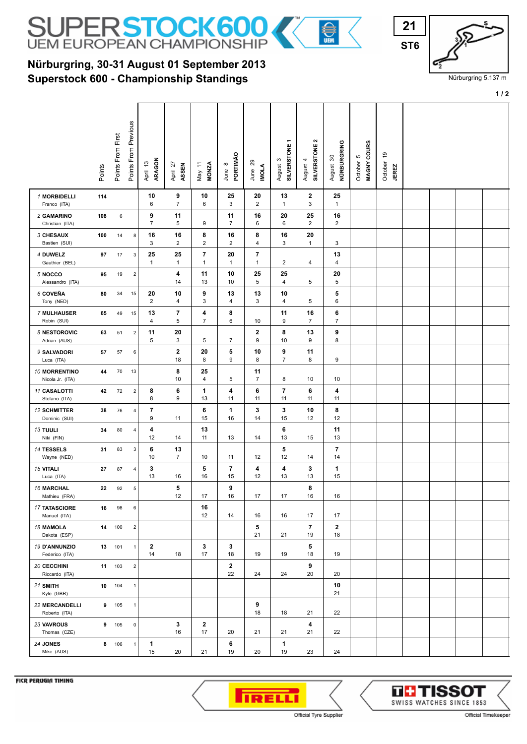# SUPERSTOCK600 UEM EUROPEAN CHAMPIONSHIP

**21**
**ST6**

Nürburgring 5.137 m

## Nürburgring, 30-31 August 01 September 2013
## Superstock 600 - Championship Standings

| Rider | Points | Points From First | Points From Previous | April 13 ARAGON | April 27 ASSEN | May 11 MONZA | June 8 PORTIMÃO | June 29 IMOLA | August 3 SILVERSTONE 1 | August 4 SILVERSTONE 2 | August 30 NÜRBURGRING | October 5 MAGNY COURS | October 19 JEREZ |
|---|---|---|---|---|---|---|---|---|---|---|---|---|---|
| 1 MORBIDELLI Franco (ITA) | 114 | | | 10 / 6 | 9 / 7 | 10 / 6 | 25 / 3 | 20 / 2 | 13 / 1 | 2 / 3 | 25 / 1 | | |
| 2 GAMARINO Christian (ITA) | 108 | 6 | | 9 / 7 | 11 / 5 | 9 | 11 / 7 | 16 / 6 | 20 / 6 | 25 / 2 | 16 / 2 | | |
| 3 CHESAUX Bastien (SUI) | 100 | 14 | 8 | 16 / 3 | 16 / 2 | 8 / 2 | 16 / 2 | 8 / 4 | 16 / 3 | 20 / 1 | 3 | | |
| 4 DUWELZ Gauthier (BEL) | 97 | 17 | 3 | 25 / 1 | 25 / 1 | 7 / 1 | 20 / 1 | 7 / 1 | 2 | 4 | 13 / 4 | | |
| 5 NOCCO Alessandro (ITA) | 95 | 19 | 2 | | 4 / 14 | 11 / 13 | 10 / 10 | 25 / 5 | 25 / 4 | 5 | 20 / 5 | | |
| 6 COVEÑA Tony (NED) | 80 | 34 | 15 | 20 / 2 | 10 / 4 | 9 / 3 | 13 / 4 | 13 / 3 | 10 / 4 | 5 | 5 / 6 | | |
| 7 MULHAUSER Robin (SUI) | 65 | 49 | 15 | 13 / 4 | 7 / 5 | 4 / 7 | 8 / 6 | 10 | 11 / 9 | 16 / 7 | 6 / 7 | | |
| 8 NESTOROVIC Adrian (AUS) | 63 | 51 | 2 | 11 / 5 | 20 / 3 | 5 | 7 | 2 / 9 | 8 / 10 | 13 / 9 | 9 / 8 | | |
| 9 SALVADORI Luca (ITA) | 57 | 57 | 6 | | 2 / 18 | 20 / 8 | 5 / 9 | 10 / 8 | 9 / 7 | 11 / 8 | 9 | | |
| 10 MORRENTINO Nicola Jr. (ITA) | 44 | 70 | 13 | | 8 / 10 | 25 / 4 | 5 | 11 / 7 | 8 | 10 | 10 | | |
| 11 CASALOTTI Stefano (ITA) | 42 | 72 | 2 | 8 / 8 | 6 / 9 | 1 / 13 | 4 / 11 | 6 / 11 | 7 / 11 | 6 / 11 | 4 / 11 | | |
| 12 SCHMITTER Dominic (SUI) | 38 | 76 | 4 | 7 / 9 | 11 | 6 / 15 | 1 / 16 | 3 / 14 | 3 / 15 | 10 / 12 | 8 / 12 | | |
| 13 TUULI Niki (FIN) | 34 | 80 | 4 | 4 / 12 | 14 | 13 / 11 | 13 | 14 | 6 / 13 | 15 | 11 / 13 | | |
| 14 TESSELS Wayne (NED) | 31 | 83 | 3 | 6 / 10 | 13 / 7 | 10 | 11 | 12 | 5 / 12 | 14 | 7 / 14 | | |
| 15 VITALI Luca (ITA) | 27 | 87 | 4 | 3 / 13 | 16 | 5 / 16 | 7 / 15 | 4 / 12 | 4 / 13 | 3 / 13 | 1 / 15 | | |
| 16 MARCHAL Mathieu (FRA) | 22 | 92 | 5 | | 5 / 12 | 17 | 9 / 16 | 17 | 17 | 8 / 16 | 16 | | |
| 17 TATASCIORE Manuel (ITA) | 16 | 98 | 6 | | | 16 / 12 | 14 | 16 | 16 | 17 | 17 | | |
| 18 MAMOLA Dakota (ESP) | 14 | 100 | 2 | | | | | 5 / 21 | 21 | 7 / 19 | 2 / 18 | | |
| 19 D'ANNUNZIO Federico (ITA) | 13 | 101 | 1 | 2 / 14 | 18 | 3 / 17 | 3 / 18 | 19 | 19 | 5 / 18 | 19 | | |
| 20 CECCHINI Riccardo (ITA) | 11 | 103 | 2 | | | | 2 / 22 | 24 | 24 | 9 / 20 | 20 | | |
| 21 SMITH Kyle (GBR) | 10 | 104 | 1 | | | | | | | | 10 / 21 | | |
| 22 MERCANDELLI Roberto (ITA) | 9 | 105 | 1 | | | | | 9 / 18 | 18 | 21 | 22 | | |
| 23 VAVROUS Thomas (CZE) | 9 | 105 | 0 | | 3 / 16 | 2 / 17 | 20 | 21 | 21 | 4 / 21 | 22 | | |
| 24 JONES Mike (AUS) | 8 | 106 | 1 | 1 / 15 | 20 | 21 | 6 / 19 | 20 | 1 / 19 | 23 | 24 | | |

FICR PERUGIA TIMING

PIRELLI Official Tyre Supplier

TISSOT SWISS WATCHES SINCE 1853 Official Timekeeper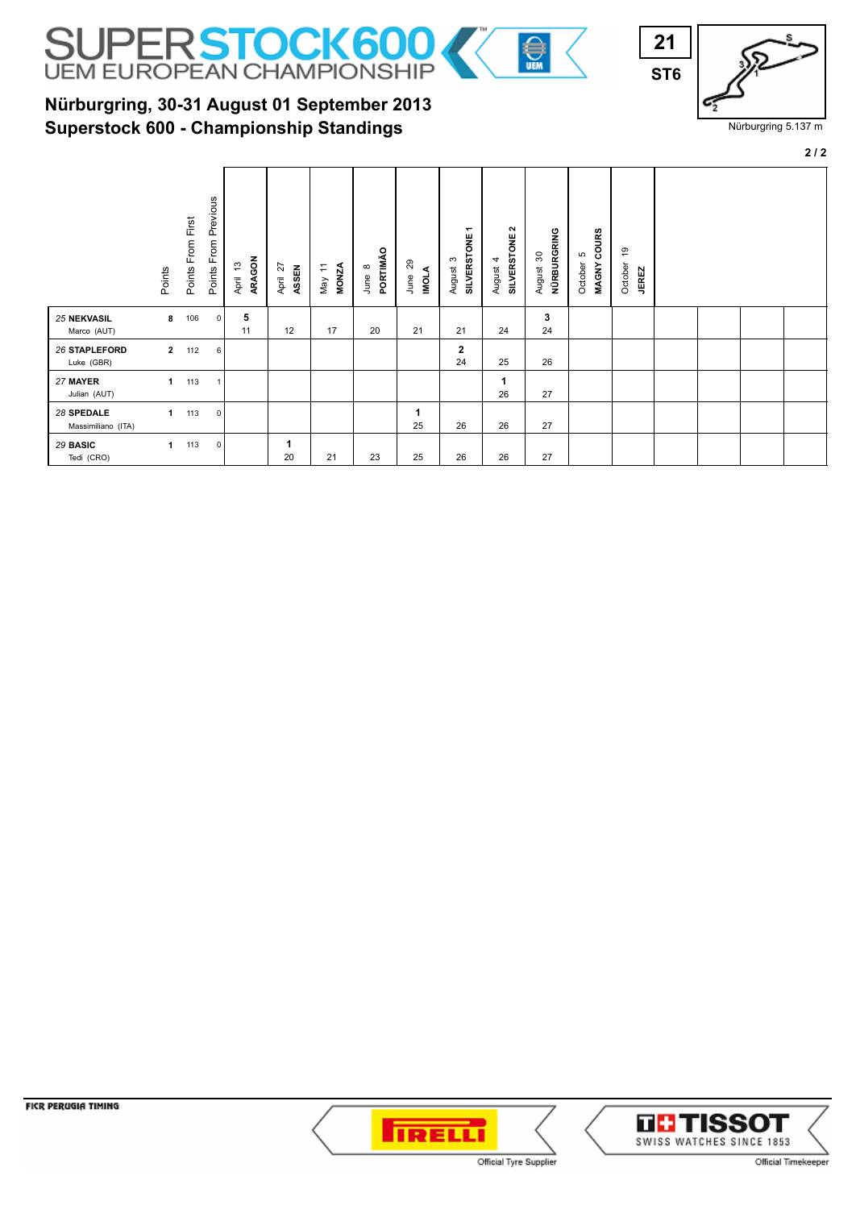# SUPERSTOCK600 UEM EUROPEAN CHAMPIONSHIP

## Nürburgring, 30-31 August 01 September 2013
## Superstock 600 - Championship Standings

21
ST6

Nürburgring 5.137 m

| | Points | Points From First | Points From Previous | April 13 ARAGON | April 27 ASSEN | May 11 MONZA | June 8 PORTIMÃO | June 29 IMOLA | August 3 SILVERSTONE 1 | August 4 SILVERSTONE 2 | August 30 NÜRBURGRING | October 5 MAGNY COURS | October 19 JEREZ | | | | |
|---|---|---|---|---|---|---|---|---|---|---|---|---|---|---|---|---|---|
| 25 **NEKVASIL** Marco (AUT) | 8 | 106 | 0 | **5** 11 | 12 | 17 | 20 | 21 | 21 | 24 | **3** 24 | | | | | | |
| 26 **STAPLEFORD** Luke (GBR) | 2 | 112 | 6 | | | | | | **2** 24 | 25 | 26 | | | | | | |
| 27 **MAYER** Julian (AUT) | 1 | 113 | 1 | | | | | | | **1** 26 | 27 | | | | | | |
| 28 **SPEDALE** Massimiliano (ITA) | 1 | 113 | 0 | | | | | **1** 25 | 26 | 26 | 27 | | | | | | |
| 29 **BASIC** Tedi (CRO) | 1 | 113 | 0 | | **1** 20 | 21 | 23 | 25 | 26 | 26 | 27 | | | | | | |

FICR PERUGIA TIMING

PIRELLI Official Tyre Supplier

TISSOT SWISS WATCHES SINCE 1853 Official Timekeeper